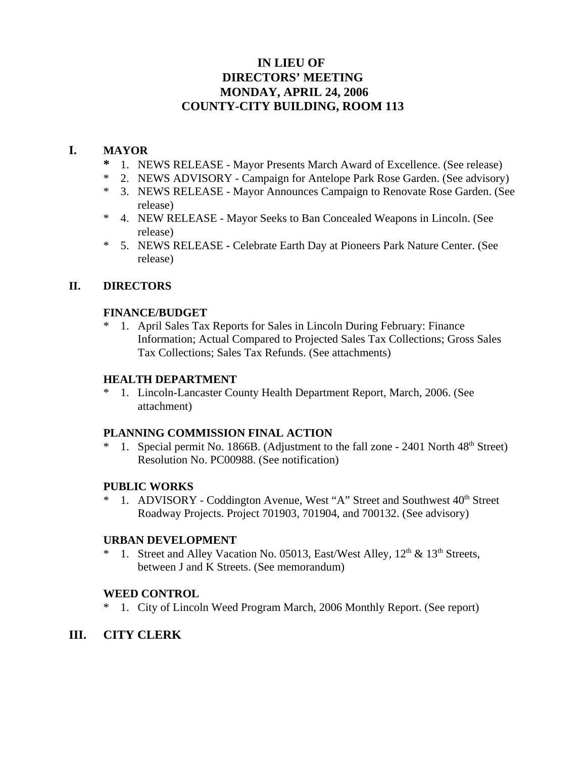# IN LIEU OF
# DIRECTORS' MEETING
# MONDAY, APRIL 24, 2006
# COUNTY-CITY BUILDING, ROOM 113

## I. MAYOR

- * 1. NEWS RELEASE - Mayor Presents March Award of Excellence. (See release)
- * 2. NEWS ADVISORY - Campaign for Antelope Park Rose Garden. (See advisory)
- * 3. NEWS RELEASE - Mayor Announces Campaign to Renovate Rose Garden. (See release)
- * 4. NEW RELEASE - Mayor Seeks to Ban Concealed Weapons in Lincoln. (See release)
- * 5. NEWS RELEASE - Celebrate Earth Day at Pioneers Park Nature Center. (See release)

## II. DIRECTORS

### FINANCE/BUDGET

- * 1. April Sales Tax Reports for Sales in Lincoln During February: Finance Information; Actual Compared to Projected Sales Tax Collections; Gross Sales Tax Collections; Sales Tax Refunds. (See attachments)

### HEALTH DEPARTMENT

- * 1. Lincoln-Lancaster County Health Department Report, March, 2006. (See attachment)

### PLANNING COMMISSION FINAL ACTION

- * 1. Special permit No. 1866B. (Adjustment to the fall zone - 2401 North 48th Street) Resolution No. PC00988. (See notification)

### PUBLIC WORKS

- * 1. ADVISORY - Coddington Avenue, West "A" Street and Southwest 40th Street Roadway Projects. Project 701903, 701904, and 700132. (See advisory)

### URBAN DEVELOPMENT

- * 1. Street and Alley Vacation No. 05013, East/West Alley, 12th & 13th Streets, between J and K Streets. (See memorandum)

### WEED CONTROL

- * 1. City of Lincoln Weed Program March, 2006 Monthly Report. (See report)

## III. CITY CLERK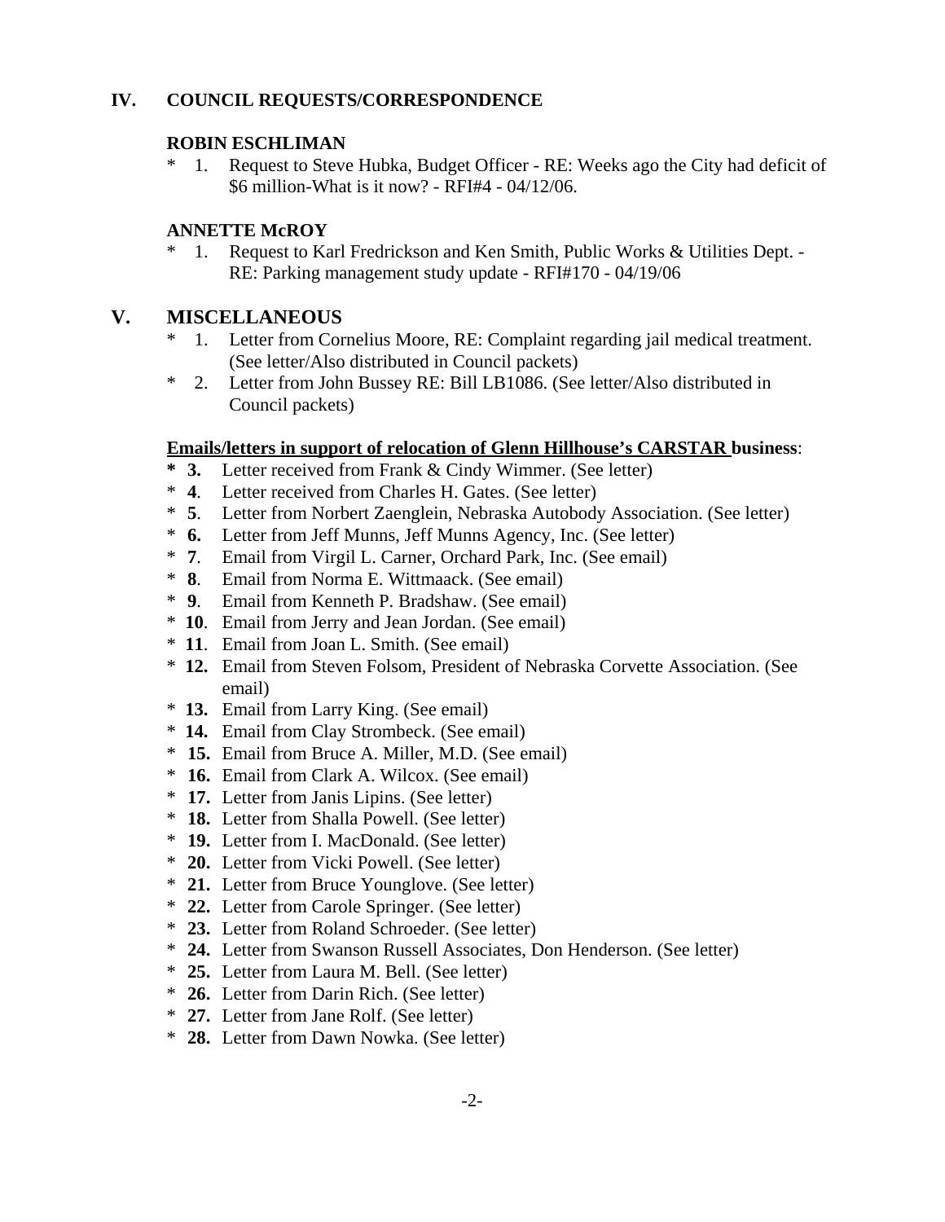## IV. COUNCIL REQUESTS/CORRESPONDENCE

### ROBIN ESCHLIMAN

\* 1. Request to Steve Hubka, Budget Officer - RE: Weeks ago the City had deficit of $6 million-What is it now? - RFI#4 - 04/12/06.

### ANNETTE McROY

\* 1. Request to Karl Fredrickson and Ken Smith, Public Works & Utilities Dept. - RE: Parking management study update - RFI#170 - 04/19/06

## V. MISCELLANEOUS

\* 1. Letter from Cornelius Moore, RE: Complaint regarding jail medical treatment. (See letter/Also distributed in Council packets)

\* 2. Letter from John Bussey RE: Bill LB1086. (See letter/Also distributed in Council packets)

**Emails/letters in support of relocation of Glenn Hillhouse's CARSTAR business**:

**\* 3.** Letter received from Frank & Cindy Wimmer. (See letter)

\* **4**. Letter received from Charles H. Gates. (See letter)

\* **5**. Letter from Norbert Zaenglein, Nebraska Autobody Association. (See letter)

\* **6.** Letter from Jeff Munns, Jeff Munns Agency, Inc. (See letter)

\* **7**. Email from Virgil L. Carner, Orchard Park, Inc. (See email)

\* **8**. Email from Norma E. Wittmaack. (See email)

\* **9**. Email from Kenneth P. Bradshaw. (See email)

\* **10**. Email from Jerry and Jean Jordan. (See email)

\* **11**. Email from Joan L. Smith. (See email)

\* **12.** Email from Steven Folsom, President of Nebraska Corvette Association. (See email)

\* **13.** Email from Larry King. (See email)

\* **14.** Email from Clay Strombeck. (See email)

\* **15.** Email from Bruce A. Miller, M.D. (See email)

\* **16.** Email from Clark A. Wilcox. (See email)

\* **17.** Letter from Janis Lipins. (See letter)

\* **18.** Letter from Shalla Powell. (See letter)

\* **19.** Letter from I. MacDonald. (See letter)

\* **20.** Letter from Vicki Powell. (See letter)

\* **21.** Letter from Bruce Younglove. (See letter)

\* **22.** Letter from Carole Springer. (See letter)

\* **23.** Letter from Roland Schroeder. (See letter)

\* **24.** Letter from Swanson Russell Associates, Don Henderson. (See letter)

\* **25.** Letter from Laura M. Bell. (See letter)

\* **26.** Letter from Darin Rich. (See letter)

\* **27.** Letter from Jane Rolf. (See letter)

\* **28.** Letter from Dawn Nowka. (See letter)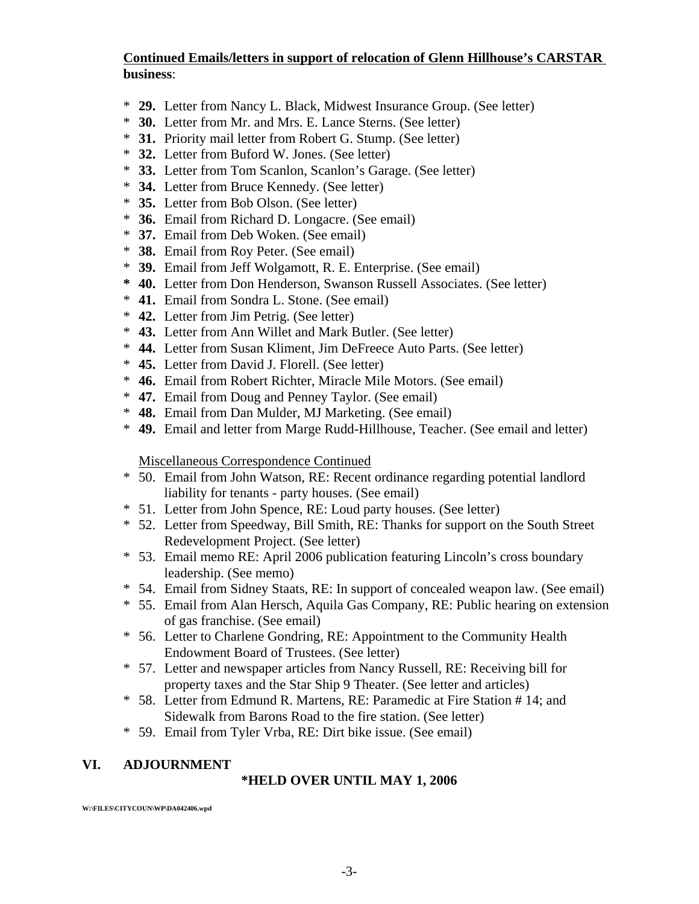**Continued Emails/letters in support of relocation of Glenn Hillhouse's CARSTAR business**:

- \* **29.** Letter from Nancy L. Black, Midwest Insurance Group. (See letter)
- \* **30.** Letter from Mr. and Mrs. E. Lance Sterns. (See letter)
- \* **31.** Priority mail letter from Robert G. Stump. (See letter)
- \* **32.** Letter from Buford W. Jones. (See letter)
- \* **33.** Letter from Tom Scanlon, Scanlon's Garage. (See letter)
- \* **34.** Letter from Bruce Kennedy. (See letter)
- \* **35.** Letter from Bob Olson. (See letter)
- \* **36.** Email from Richard D. Longacre. (See email)
- \* **37.** Email from Deb Woken. (See email)
- \* **38.** Email from Roy Peter. (See email)
- \* **39.** Email from Jeff Wolgamott, R. E. Enterprise. (See email)
- **\* 40.** Letter from Don Henderson, Swanson Russell Associates. (See letter)
- \* **41.** Email from Sondra L. Stone. (See email)
- \* **42.** Letter from Jim Petrig. (See letter)
- \* **43.** Letter from Ann Willet and Mark Butler. (See letter)
- \* **44.** Letter from Susan Kliment, Jim DeFreece Auto Parts. (See letter)
- \* **45.** Letter from David J. Florell. (See letter)
- \* **46.** Email from Robert Richter, Miracle Mile Motors. (See email)
- \* **47.** Email from Doug and Penney Taylor. (See email)
- \* **48.** Email from Dan Mulder, MJ Marketing. (See email)
- \* **49.** Email and letter from Marge Rudd-Hillhouse, Teacher. (See email and letter)

Miscellaneous Correspondence Continued

- \* 50. Email from John Watson, RE: Recent ordinance regarding potential landlord liability for tenants - party houses. (See email)
- \* 51. Letter from John Spence, RE: Loud party houses. (See letter)
- \* 52. Letter from Speedway, Bill Smith, RE: Thanks for support on the South Street Redevelopment Project. (See letter)
- \* 53. Email memo RE: April 2006 publication featuring Lincoln's cross boundary leadership. (See memo)
- \* 54. Email from Sidney Staats, RE: In support of concealed weapon law. (See email)
- \* 55. Email from Alan Hersch, Aquila Gas Company, RE: Public hearing on extension of gas franchise. (See email)
- \* 56. Letter to Charlene Gondring, RE: Appointment to the Community Health Endowment Board of Trustees. (See letter)
- \* 57. Letter and newspaper articles from Nancy Russell, RE: Receiving bill for property taxes and the Star Ship 9 Theater. (See letter and articles)
- \* 58. Letter from Edmund R. Martens, RE: Paramedic at Fire Station # 14; and Sidewalk from Barons Road to the fire station. (See letter)
- \* 59. Email from Tyler Vrba, RE: Dirt bike issue. (See email)

## VI. ADJOURNMENT

**\*HELD OVER UNTIL MAY 1, 2006**

W:\FILES\CITYCOUN\WP\DA042406.wpd